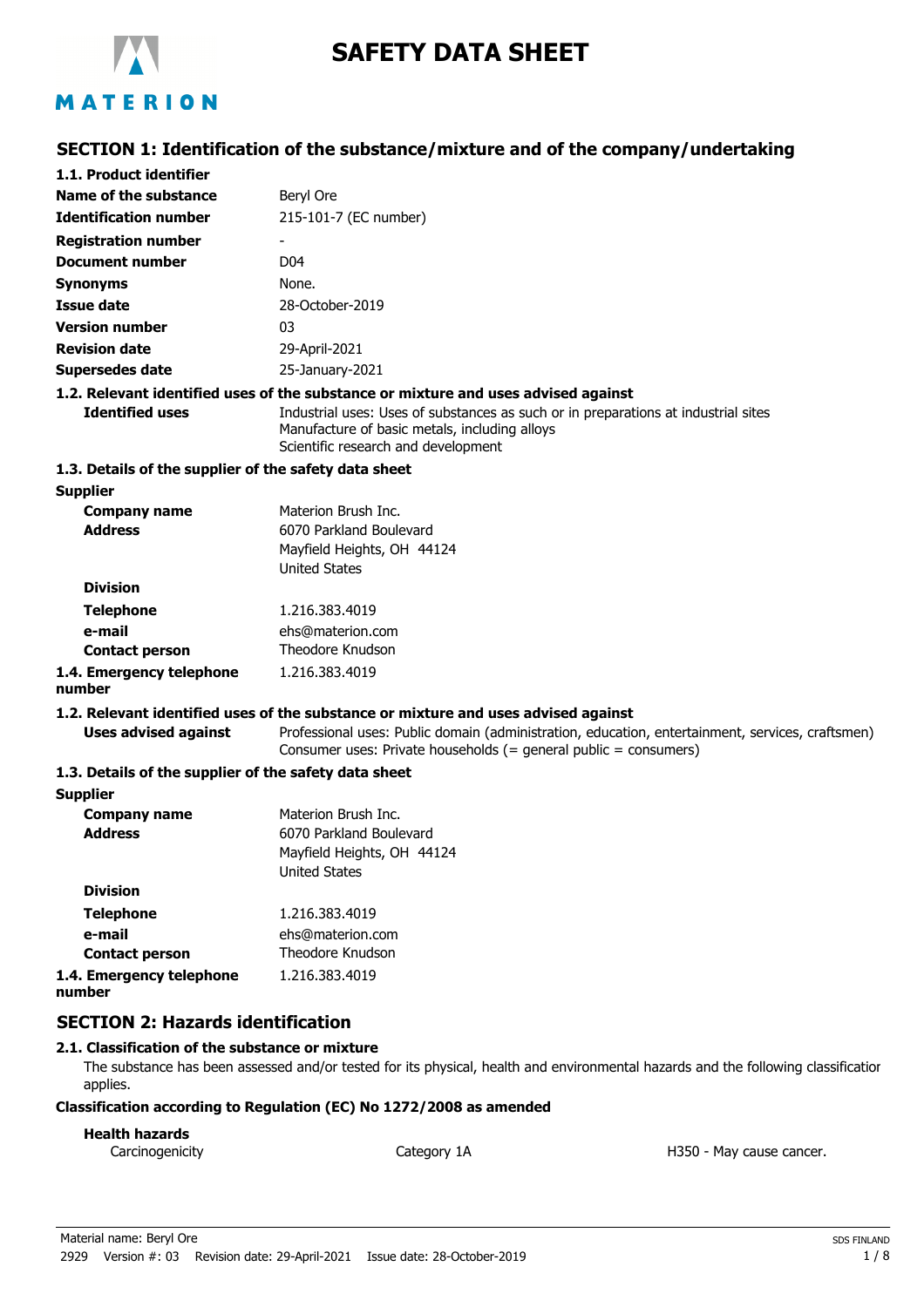# SAFETY DATA SHEET

## SECTION 1: Identification of the substance/mixture and of the company/undertaking

### 1.1. Product identifier

| | |
|---|---|
| **Name of the substance** | Beryl Ore |
| **Identification number** | 215-101-7 (EC number) |
| **Registration number** | - |
| **Document number** | D04 |
| **Synonyms** | None. |
| **Issue date** | 28-October-2019 |
| **Version number** | 03 |
| **Revision date** | 29-April-2021 |
| **Supersedes date** | 25-January-2021 |

### 1.2. Relevant identified uses of the substance or mixture and uses advised against

**Identified uses**
Industrial uses: Uses of substances as such or in preparations at industrial sites
Manufacture of basic metals, including alloys
Scientific research and development

### 1.3. Details of the supplier of the safety data sheet

**Supplier**

| | |
|---|---|
| **Company name** | Materion Brush Inc. |
| **Address** | 6070 Parkland Boulevard<br>Mayfield Heights, OH 44124<br>United States |
| **Division** | |
| **Telephone** | 1.216.383.4019 |
| **e-mail** | ehs@materion.com |
| **Contact person** | Theodore Knudson |
| **1.4. Emergency telephone number** | 1.216.383.4019 |

### 1.2. Relevant identified uses of the substance or mixture and uses advised against

**Uses advised against**
Professional uses: Public domain (administration, education, entertainment, services, craftsmen)
Consumer uses: Private households (= general public = consumers)

### 1.3. Details of the supplier of the safety data sheet

**Supplier**

| | |
|---|---|
| **Company name** | Materion Brush Inc. |
| **Address** | 6070 Parkland Boulevard<br>Mayfield Heights, OH 44124<br>United States |
| **Division** | |
| **Telephone** | 1.216.383.4019 |
| **e-mail** | ehs@materion.com |
| **Contact person** | Theodore Knudson |
| **1.4. Emergency telephone number** | 1.216.383.4019 |

## SECTION 2: Hazards identification

### 2.1. Classification of the substance or mixture

The substance has been assessed and/or tested for its physical, health and environmental hazards and the following classification applies.

**Classification according to Regulation (EC) No 1272/2008 as amended**

**Health hazards**

| | | |
|---|---|---|
| Carcinogenicity | Category 1A | H350 - May cause cancer. |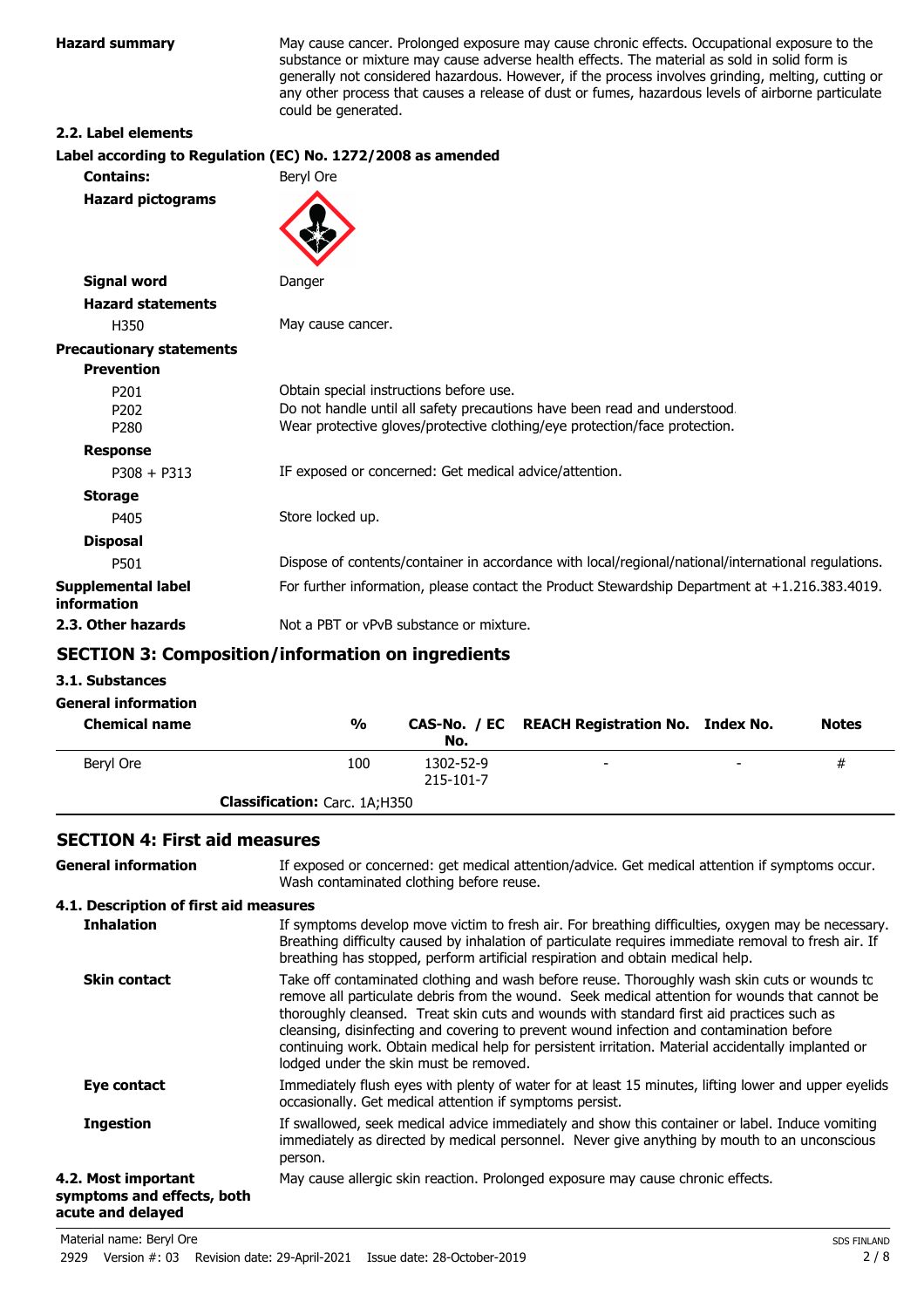**Hazard summary**

May cause cancer. Prolonged exposure may cause chronic effects. Occupational exposure to the substance or mixture may cause adverse health effects. The material as sold in solid form is generally not considered hazardous. However, if the process involves grinding, melting, cutting or any other process that causes a release of dust or fumes, hazardous levels of airborne particulate could be generated.

### 2.2. Label elements

**Label according to Regulation (EC) No. 1272/2008 as amended**

**Contains:** Beryl Ore

**Hazard pictograms**

**Signal word** Danger

**Hazard statements**

H350 May cause cancer.

**Precautionary statements**

**Prevention**

P201 Obtain special instructions before use.
P202 Do not handle until all safety precautions have been read and understood.
P280 Wear protective gloves/protective clothing/eye protection/face protection.

**Response**

P308 + P313 IF exposed or concerned: Get medical advice/attention.

**Storage**

P405 Store locked up.

**Disposal**

P501 Dispose of contents/container in accordance with local/regional/national/international regulations.

**Supplemental label information** For further information, please contact the Product Stewardship Department at +1.216.383.4019.

**2.3. Other hazards** Not a PBT or vPvB substance or mixture.

## SECTION 3: Composition/information on ingredients

### 3.1. Substances

**General information**

| Chemical name | % | CAS-No. / EC No. | REACH Registration No. | Index No. | Notes |
|---|---|---|---|---|---|
| Beryl Ore | 100 | 1302-52-9<br>215-101-7 | - | - | # |
| | **Classification:** Carc. 1A;H350 | | | | |

## SECTION 4: First aid measures

**General information** If exposed or concerned: get medical attention/advice. Get medical attention if symptoms occur. Wash contaminated clothing before reuse.

### 4.1. Description of first aid measures

**Inhalation** If symptoms develop move victim to fresh air. For breathing difficulties, oxygen may be necessary. Breathing difficulty caused by inhalation of particulate requires immediate removal to fresh air. If breathing has stopped, perform artificial respiration and obtain medical help.

**Skin contact** Take off contaminated clothing and wash before reuse. Thoroughly wash skin cuts or wounds to remove all particulate debris from the wound. Seek medical attention for wounds that cannot be thoroughly cleansed. Treat skin cuts and wounds with standard first aid practices such as cleansing, disinfecting and covering to prevent wound infection and contamination before continuing work. Obtain medical help for persistent irritation. Material accidentally implanted or lodged under the skin must be removed.

**Eye contact** Immediately flush eyes with plenty of water for at least 15 minutes, lifting lower and upper eyelids occasionally. Get medical attention if symptoms persist.

**Ingestion** If swallowed, seek medical advice immediately and show this container or label. Induce vomiting immediately as directed by medical personnel. Never give anything by mouth to an unconscious person.

**4.2. Most important symptoms and effects, both acute and delayed** May cause allergic skin reaction. Prolonged exposure may cause chronic effects.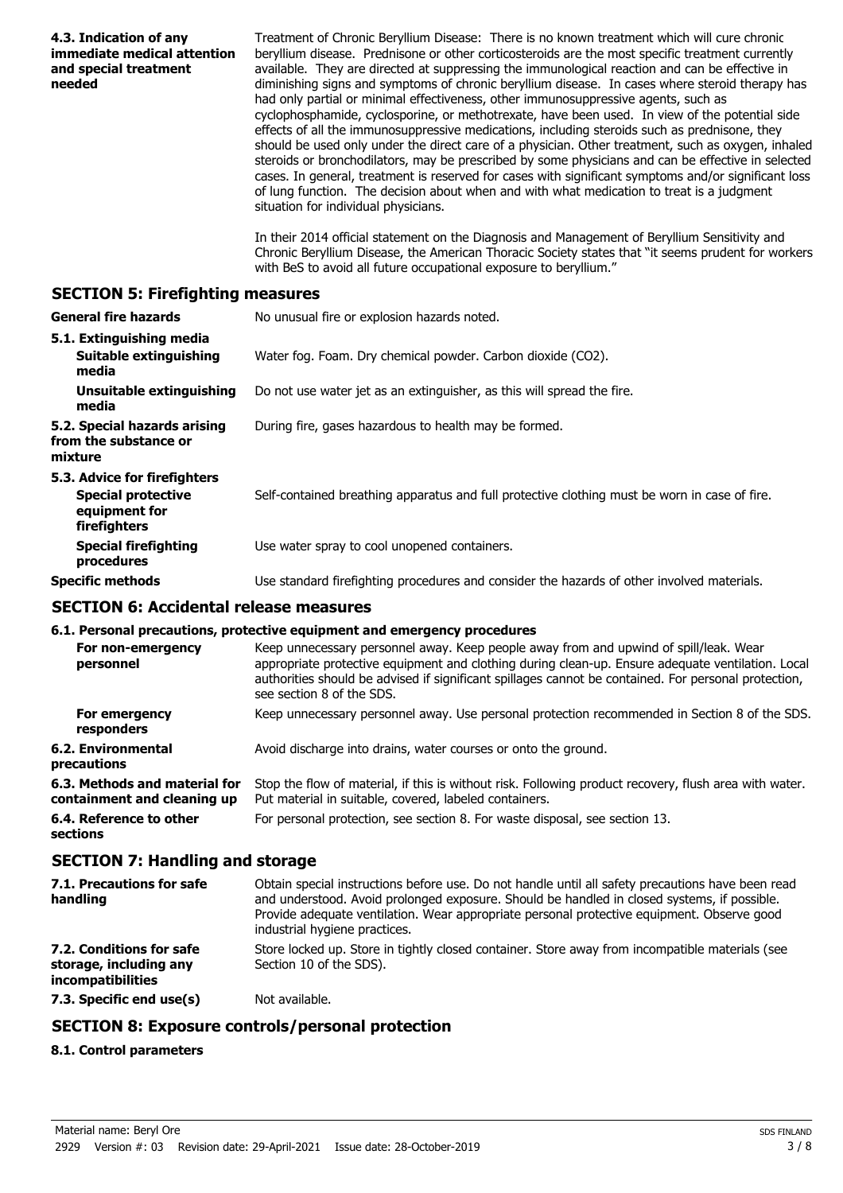**4.3. Indication of any immediate medical attention and special treatment needed**

Treatment of Chronic Beryllium Disease: There is no known treatment which will cure chronic beryllium disease. Prednisone or other corticosteroids are the most specific treatment currently available. They are directed at suppressing the immunological reaction and can be effective in diminishing signs and symptoms of chronic beryllium disease. In cases where steroid therapy has had only partial or minimal effectiveness, other immunosuppressive agents, such as cyclophosphamide, cyclosporine, or methotrexate, have been used. In view of the potential side effects of all the immunosuppressive medications, including steroids such as prednisone, they should be used only under the direct care of a physician. Other treatment, such as oxygen, inhaled steroids or bronchodilators, may be prescribed by some physicians and can be effective in selected cases. In general, treatment is reserved for cases with significant symptoms and/or significant loss of lung function. The decision about when and with what medication to treat is a judgment situation for individual physicians.

In their 2014 official statement on the Diagnosis and Management of Beryllium Sensitivity and Chronic Beryllium Disease, the American Thoracic Society states that "it seems prudent for workers with BeS to avoid all future occupational exposure to beryllium."

## SECTION 5: Firefighting measures

**General fire hazards**
No unusual fire or explosion hazards noted.

**5.1. Extinguishing media**

**Suitable extinguishing media**
Water fog. Foam. Dry chemical powder. Carbon dioxide ($CO_2$).

**Unsuitable extinguishing media**
Do not use water jet as an extinguisher, as this will spread the fire.

**5.2. Special hazards arising from the substance or mixture**
During fire, gases hazardous to health may be formed.

**5.3. Advice for firefighters**

**Special protective equipment for firefighters**
Self-contained breathing apparatus and full protective clothing must be worn in case of fire.

**Special firefighting procedures**
Use water spray to cool unopened containers.

**Specific methods**
Use standard firefighting procedures and consider the hazards of other involved materials.

## SECTION 6: Accidental release measures

**6.1. Personal precautions, protective equipment and emergency procedures**

**For non-emergency personnel**
Keep unnecessary personnel away. Keep people away from and upwind of spill/leak. Wear appropriate protective equipment and clothing during clean-up. Ensure adequate ventilation. Local authorities should be advised if significant spillages cannot be contained. For personal protection, see section 8 of the SDS.

**For emergency responders**
Keep unnecessary personnel away. Use personal protection recommended in Section 8 of the SDS.

**6.2. Environmental precautions**
Avoid discharge into drains, water courses or onto the ground.

**6.3. Methods and material for containment and cleaning up**
Stop the flow of material, if this is without risk. Following product recovery, flush area with water. Put material in suitable, covered, labeled containers.

**6.4. Reference to other sections**
For personal protection, see section 8. For waste disposal, see section 13.

## SECTION 7: Handling and storage

**7.1. Precautions for safe handling**
Obtain special instructions before use. Do not handle until all safety precautions have been read and understood. Avoid prolonged exposure. Should be handled in closed systems, if possible. Provide adequate ventilation. Wear appropriate personal protective equipment. Observe good industrial hygiene practices.

**7.2. Conditions for safe storage, including any incompatibilities**
Store locked up. Store in tightly closed container. Store away from incompatible materials (see Section 10 of the SDS).

**7.3. Specific end use(s)**
Not available.

## SECTION 8: Exposure controls/personal protection

**8.1. Control parameters**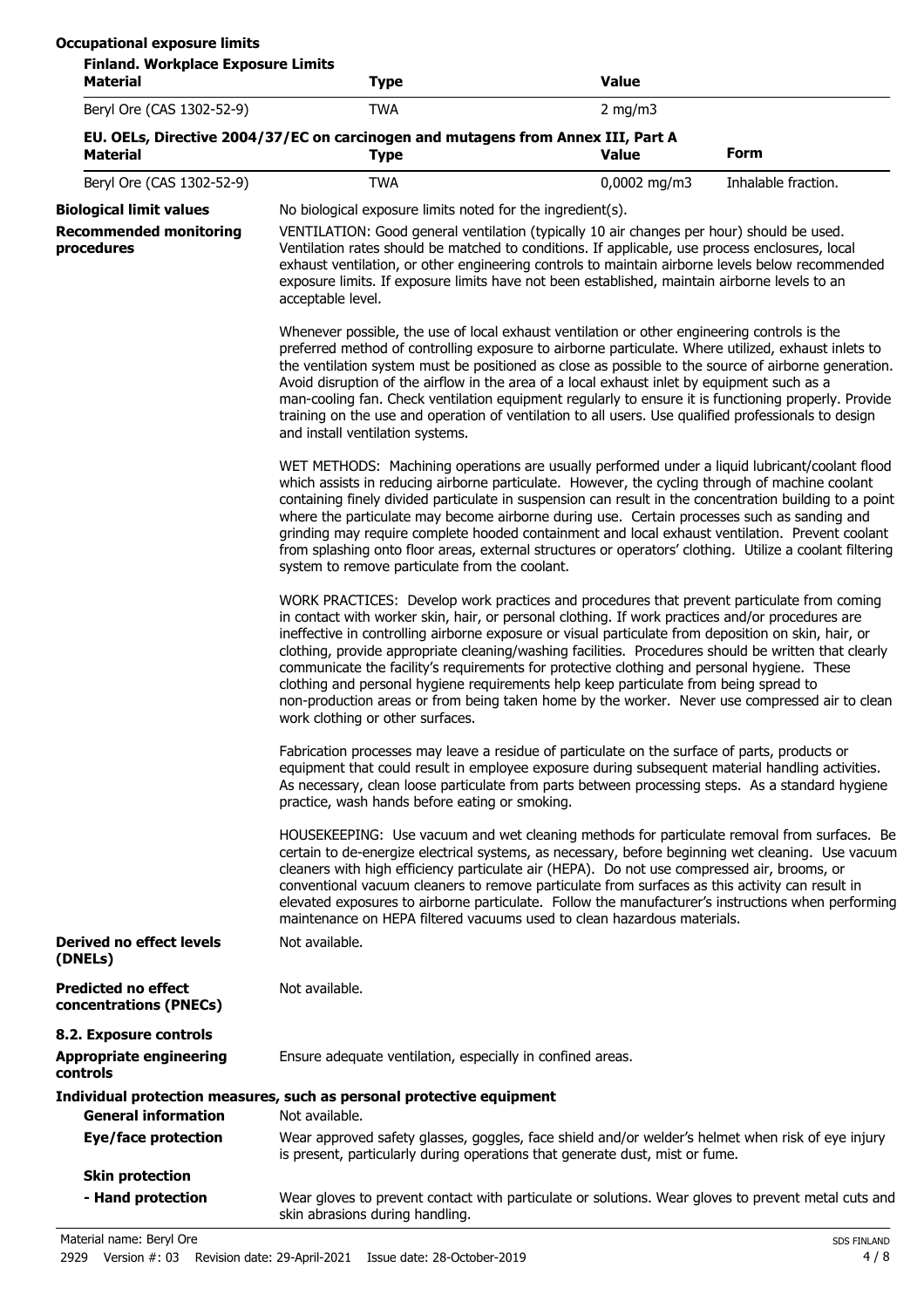**Occupational exposure limits**

**Finland. Workplace Exposure Limits**

| Material | Type | Value |
|---|---|---|
| Beryl Ore (CAS 1302-52-9) | TWA | 2 mg/m3 |

**EU. OELs, Directive 2004/37/EC on carcinogen and mutagens from Annex III, Part A**

| Material | Type | Value | Form |
|---|---|---|---|
| Beryl Ore (CAS 1302-52-9) | TWA | 0,0002 mg/m3 | Inhalable fraction. |

**Biological limit values**

No biological exposure limits noted for the ingredient(s).

**Recommended monitoring procedures**

VENTILATION: Good general ventilation (typically 10 air changes per hour) should be used. Ventilation rates should be matched to conditions. If applicable, use process enclosures, local exhaust ventilation, or other engineering controls to maintain airborne levels below recommended exposure limits. If exposure limits have not been established, maintain airborne levels to an acceptable level.

Whenever possible, the use of local exhaust ventilation or other engineering controls is the preferred method of controlling exposure to airborne particulate. Where utilized, exhaust inlets to the ventilation system must be positioned as close as possible to the source of airborne generation. Avoid disruption of the airflow in the area of a local exhaust inlet by equipment such as a man-cooling fan. Check ventilation equipment regularly to ensure it is functioning properly. Provide training on the use and operation of ventilation to all users. Use qualified professionals to design and install ventilation systems.

WET METHODS: Machining operations are usually performed under a liquid lubricant/coolant flood which assists in reducing airborne particulate. However, the cycling through of machine coolant containing finely divided particulate in suspension can result in the concentration building to a point where the particulate may become airborne during use. Certain processes such as sanding and grinding may require complete hooded containment and local exhaust ventilation. Prevent coolant from splashing onto floor areas, external structures or operators' clothing. Utilize a coolant filtering system to remove particulate from the coolant.

WORK PRACTICES: Develop work practices and procedures that prevent particulate from coming in contact with worker skin, hair, or personal clothing. If work practices and/or procedures are ineffective in controlling airborne exposure or visual particulate from deposition on skin, hair, or clothing, provide appropriate cleaning/washing facilities. Procedures should be written that clearly communicate the facility's requirements for protective clothing and personal hygiene. These clothing and personal hygiene requirements help keep particulate from being spread to non-production areas or from being taken home by the worker. Never use compressed air to clean work clothing or other surfaces.

Fabrication processes may leave a residue of particulate on the surface of parts, products or equipment that could result in employee exposure during subsequent material handling activities. As necessary, clean loose particulate from parts between processing steps. As a standard hygiene practice, wash hands before eating or smoking.

HOUSEKEEPING: Use vacuum and wet cleaning methods for particulate removal from surfaces. Be certain to de-energize electrical systems, as necessary, before beginning wet cleaning. Use vacuum cleaners with high efficiency particulate air (HEPA). Do not use compressed air, brooms, or conventional vacuum cleaners to remove particulate from surfaces as this activity can result in elevated exposures to airborne particulate. Follow the manufacturer's instructions when performing maintenance on HEPA filtered vacuums used to clean hazardous materials.

**Derived no effect levels (DNELs)**

Not available.

**Predicted no effect concentrations (PNECs)**

Not available.

**8.2. Exposure controls**

**Appropriate engineering controls**

Ensure adequate ventilation, especially in confined areas.

**Individual protection measures, such as personal protective equipment**

**General information**

Not available.

**Eye/face protection**

Wear approved safety glasses, goggles, face shield and/or welder's helmet when risk of eye injury is present, particularly during operations that generate dust, mist or fume.

**Skin protection**

**- Hand protection**

Wear gloves to prevent contact with particulate or solutions. Wear gloves to prevent metal cuts and skin abrasions during handling.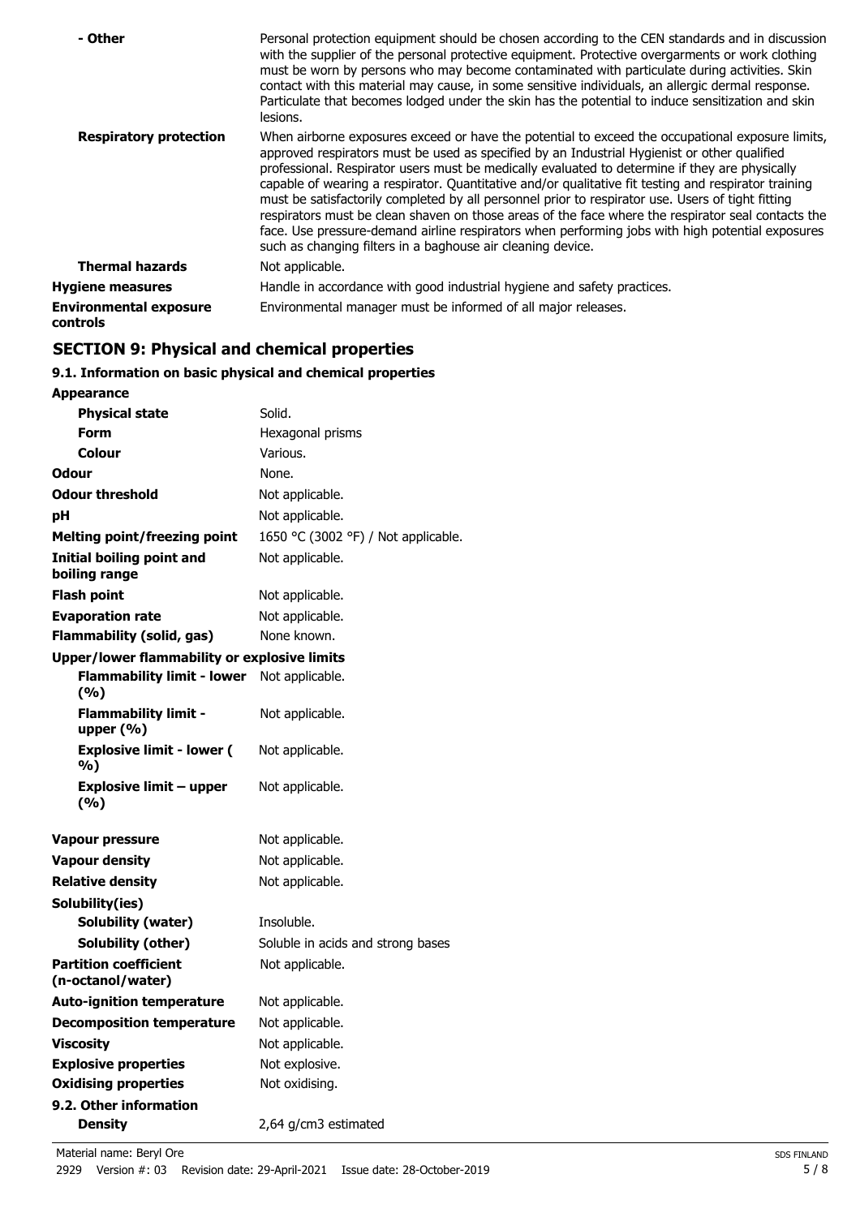| | |
|---|---|
| **- Other** | Personal protection equipment should be chosen according to the CEN standards and in discussion with the supplier of the personal protective equipment. Protective overgarments or work clothing must be worn by persons who may become contaminated with particulate during activities. Skin contact with this material may cause, in some sensitive individuals, an allergic dermal response. Particulate that becomes lodged under the skin has the potential to induce sensitization and skin lesions. |
| **Respiratory protection** | When airborne exposures exceed or have the potential to exceed the occupational exposure limits, approved respirators must be used as specified by an Industrial Hygienist or other qualified professional. Respirator users must be medically evaluated to determine if they are physically capable of wearing a respirator. Quantitative and/or qualitative fit testing and respirator training must be satisfactorily completed by all personnel prior to respirator use. Users of tight fitting respirators must be clean shaven on those areas of the face where the respirator seal contacts the face. Use pressure-demand airline respirators when performing jobs with high potential exposures such as changing filters in a baghouse air cleaning device. |
| **Thermal hazards** | Not applicable. |
| **Hygiene measures** | Handle in accordance with good industrial hygiene and safety practices. |
| **Environmental exposure controls** | Environmental manager must be informed of all major releases. |

## SECTION 9: Physical and chemical properties

### 9.1. Information on basic physical and chemical properties

| | |
|---|---|
| **Appearance** | |
| **Physical state** | Solid. |
| **Form** | Hexagonal prisms |
| **Colour** | Various. |
| **Odour** | None. |
| **Odour threshold** | Not applicable. |
| **pH** | Not applicable. |
| **Melting point/freezing point** | 1650 °C (3002 °F) / Not applicable. |
| **Initial boiling point and boiling range** | Not applicable. |
| **Flash point** | Not applicable. |
| **Evaporation rate** | Not applicable. |
| **Flammability (solid, gas)** | None known. |
| **Upper/lower flammability or explosive limits** | |
| **Flammability limit - lower (%)** | Not applicable. |
| **Flammability limit - upper (%)** | Not applicable. |
| **Explosive limit - lower ( %)** | Not applicable. |
| **Explosive limit – upper (%)** | Not applicable. |
| **Vapour pressure** | Not applicable. |
| **Vapour density** | Not applicable. |
| **Relative density** | Not applicable. |
| **Solubility(ies)** | |
| **Solubility (water)** | Insoluble. |
| **Solubility (other)** | Soluble in acids and strong bases |
| **Partition coefficient (n-octanol/water)** | Not applicable. |
| **Auto-ignition temperature** | Not applicable. |
| **Decomposition temperature** | Not applicable. |
| **Viscosity** | Not applicable. |
| **Explosive properties** | Not explosive. |
| **Oxidising properties** | Not oxidising. |
| **9.2. Other information** | |
| **Density** | 2,64 g/cm3 estimated |

Material name: Beryl Ore

2929 Version #: 03 Revision date: 29-April-2021 Issue date: 28-October-2019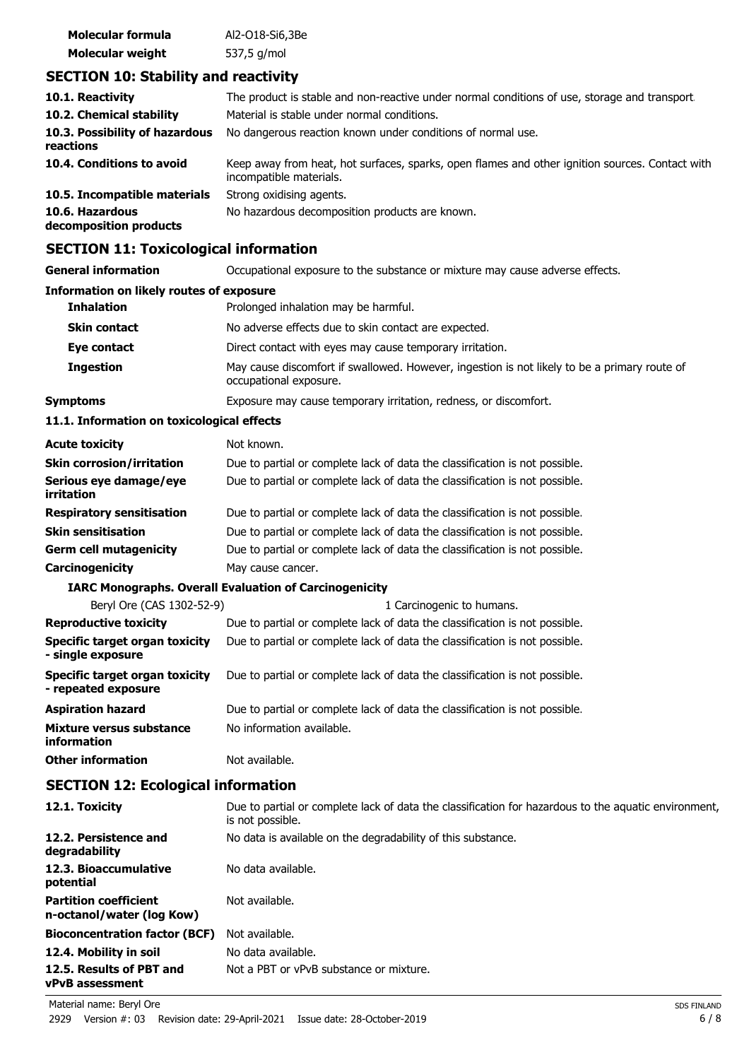| | |
|---|---|
| **Molecular formula** | Al2-O18-Si6,3Be |
| **Molecular weight** | 537,5 g/mol |

## SECTION 10: Stability and reactivity

| | |
|---|---|
| **10.1. Reactivity** | The product is stable and non-reactive under normal conditions of use, storage and transport. |
| **10.2. Chemical stability** | Material is stable under normal conditions. |
| **10.3. Possibility of hazardous reactions** | No dangerous reaction known under conditions of normal use. |
| **10.4. Conditions to avoid** | Keep away from heat, hot surfaces, sparks, open flames and other ignition sources. Contact with incompatible materials. |
| **10.5. Incompatible materials** | Strong oxidising agents. |
| **10.6. Hazardous decomposition products** | No hazardous decomposition products are known. |

## SECTION 11: Toxicological information

| | |
|---|---|
| **General information** | Occupational exposure to the substance or mixture may cause adverse effects. |

**Information on likely routes of exposure**

| | |
|---|---|
| **Inhalation** | Prolonged inhalation may be harmful. |
| **Skin contact** | No adverse effects due to skin contact are expected. |
| **Eye contact** | Direct contact with eyes may cause temporary irritation. |
| **Ingestion** | May cause discomfort if swallowed. However, ingestion is not likely to be a primary route of occupational exposure. |
| **Symptoms** | Exposure may cause temporary irritation, redness, or discomfort. |

**11.1. Information on toxicological effects**

| | |
|---|---|
| **Acute toxicity** | Not known. |
| **Skin corrosion/irritation** | Due to partial or complete lack of data the classification is not possible. |
| **Serious eye damage/eye irritation** | Due to partial or complete lack of data the classification is not possible. |
| **Respiratory sensitisation** | Due to partial or complete lack of data the classification is not possible. |
| **Skin sensitisation** | Due to partial or complete lack of data the classification is not possible. |
| **Germ cell mutagenicity** | Due to partial or complete lack of data the classification is not possible. |
| **Carcinogenicity** | May cause cancer. |

**IARC Monographs. Overall Evaluation of Carcinogenicity**

| | |
|---|---|
| Beryl Ore (CAS 1302-52-9) | 1 Carcinogenic to humans. |

| | |
|---|---|
| **Reproductive toxicity** | Due to partial or complete lack of data the classification is not possible. |
| **Specific target organ toxicity - single exposure** | Due to partial or complete lack of data the classification is not possible. |
| **Specific target organ toxicity - repeated exposure** | Due to partial or complete lack of data the classification is not possible. |
| **Aspiration hazard** | Due to partial or complete lack of data the classification is not possible. |
| **Mixture versus substance information** | No information available. |
| **Other information** | Not available. |

## SECTION 12: Ecological information

| | |
|---|---|
| **12.1. Toxicity** | Due to partial or complete lack of data the classification for hazardous to the aquatic environment, is not possible. |
| **12.2. Persistence and degradability** | No data is available on the degradability of this substance. |
| **12.3. Bioaccumulative potential** | No data available. |
| **Partition coefficient n-octanol/water (log Kow)** | Not available. |
| **Bioconcentration factor (BCF)** | Not available. |
| **12.4. Mobility in soil** | No data available. |
| **12.5. Results of PBT and vPvB assessment** | Not a PBT or vPvB substance or mixture. |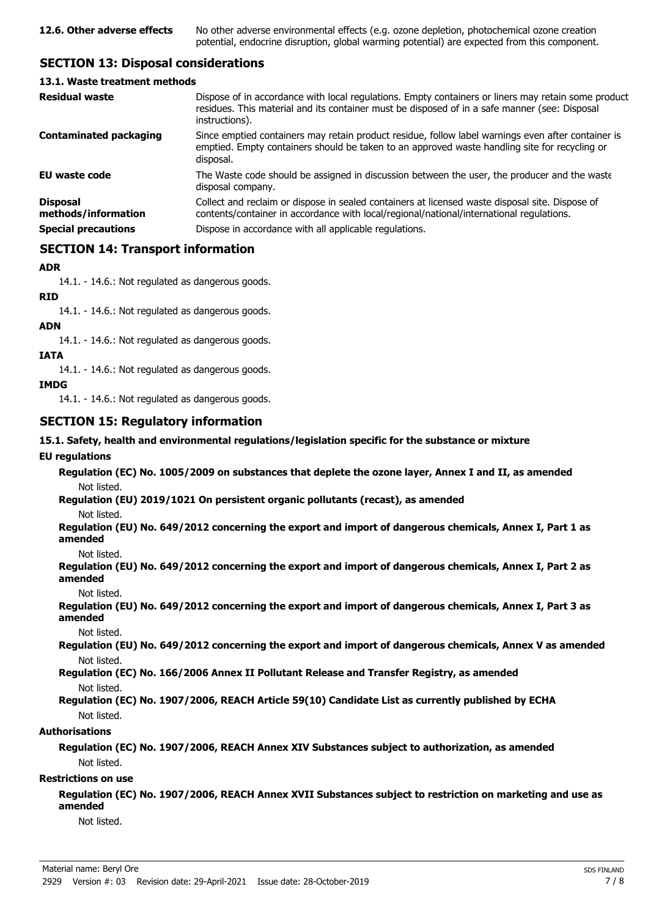| | |
|---|---|
| **12.6. Other adverse effects** | No other adverse environmental effects (e.g. ozone depletion, photochemical ozone creation potential, endocrine disruption, global warming potential) are expected from this component. |

## SECTION 13: Disposal considerations

### 13.1. Waste treatment methods

| | |
|---|---|
| **Residual waste** | Dispose of in accordance with local regulations. Empty containers or liners may retain some product residues. This material and its container must be disposed of in a safe manner (see: Disposal instructions). |
| **Contaminated packaging** | Since emptied containers may retain product residue, follow label warnings even after container is emptied. Empty containers should be taken to an approved waste handling site for recycling or disposal. |
| **EU waste code** | The Waste code should be assigned in discussion between the user, the producer and the waste disposal company. |
| **Disposal methods/information** | Collect and reclaim or dispose in sealed containers at licensed waste disposal site. Dispose of contents/container in accordance with local/regional/national/international regulations. |
| **Special precautions** | Dispose in accordance with all applicable regulations. |

## SECTION 14: Transport information

**ADR**

14.1. - 14.6.: Not regulated as dangerous goods.

**RID**

14.1. - 14.6.: Not regulated as dangerous goods.

**ADN**

14.1. - 14.6.: Not regulated as dangerous goods.

**IATA**

14.1. - 14.6.: Not regulated as dangerous goods.

**IMDG**

14.1. - 14.6.: Not regulated as dangerous goods.

## SECTION 15: Regulatory information

### 15.1. Safety, health and environmental regulations/legislation specific for the substance or mixture

**EU regulations**

**Regulation (EC) No. 1005/2009 on substances that deplete the ozone layer, Annex I and II, as amended**

Not listed.

**Regulation (EU) 2019/1021 On persistent organic pollutants (recast), as amended**

Not listed.

**Regulation (EU) No. 649/2012 concerning the export and import of dangerous chemicals, Annex I, Part 1 as amended**

Not listed.

**Regulation (EU) No. 649/2012 concerning the export and import of dangerous chemicals, Annex I, Part 2 as amended**

Not listed.

**Regulation (EU) No. 649/2012 concerning the export and import of dangerous chemicals, Annex I, Part 3 as amended**

Not listed.

**Regulation (EU) No. 649/2012 concerning the export and import of dangerous chemicals, Annex V as amended**

Not listed.

**Regulation (EC) No. 166/2006 Annex II Pollutant Release and Transfer Registry, as amended**

Not listed.

**Regulation (EC) No. 1907/2006, REACH Article 59(10) Candidate List as currently published by ECHA**

Not listed.

**Authorisations**

**Regulation (EC) No. 1907/2006, REACH Annex XIV Substances subject to authorization, as amended**

Not listed.

**Restrictions on use**

**Regulation (EC) No. 1907/2006, REACH Annex XVII Substances subject to restriction on marketing and use as amended**

Not listed.

Material name: Beryl Ore

2929 Version #: 03 Revision date: 29-April-2021 Issue date: 28-October-2019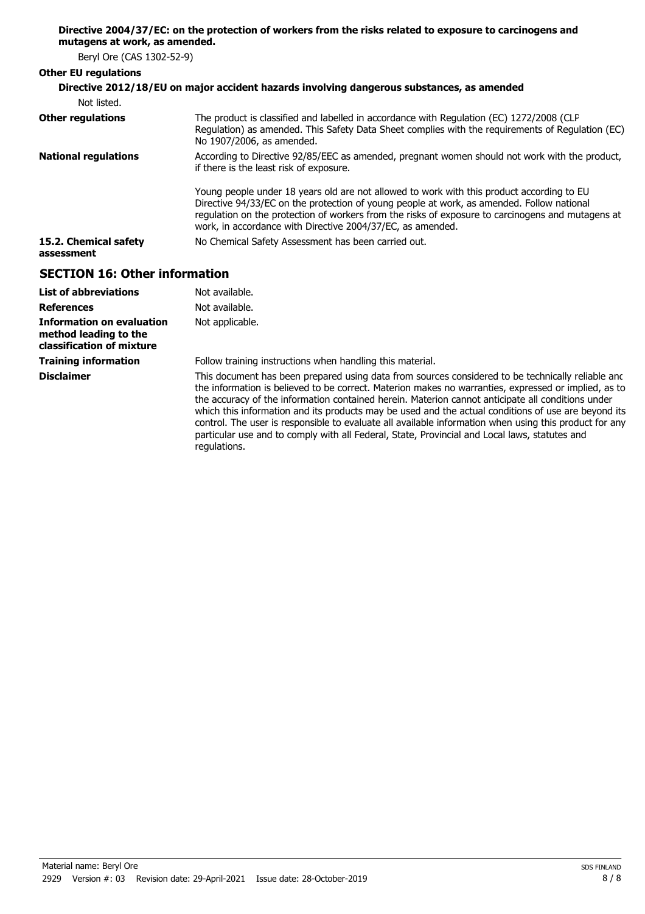**Directive 2004/37/EC: on the protection of workers from the risks related to exposure to carcinogens and mutagens at work, as amended.**

Beryl Ore (CAS 1302-52-9)

**Other EU regulations**

**Directive 2012/18/EU on major accident hazards involving dangerous substances, as amended**

Not listed.

| | |
|---|---|
| **Other regulations** | The product is classified and labelled in accordance with Regulation (EC) 1272/2008 (CLP Regulation) as amended. This Safety Data Sheet complies with the requirements of Regulation (EC) No 1907/2006, as amended. |
| **National regulations** | According to Directive 92/85/EEC as amended, pregnant women should not work with the product, if there is the least risk of exposure.<br><br>Young people under 18 years old are not allowed to work with this product according to EU Directive 94/33/EC on the protection of young people at work, as amended. Follow national regulation on the protection of workers from the risks of exposure to carcinogens and mutagens at work, in accordance with Directive 2004/37/EC, as amended. |
| **15.2. Chemical safety assessment** | No Chemical Safety Assessment has been carried out. |

## SECTION 16: Other information

| | |
|---|---|
| **List of abbreviations** | Not available. |
| **References** | Not available. |
| **Information on evaluation method leading to the classification of mixture** | Not applicable. |
| **Training information** | Follow training instructions when handling this material. |
| **Disclaimer** | This document has been prepared using data from sources considered to be technically reliable and the information is believed to be correct. Materion makes no warranties, expressed or implied, as to the accuracy of the information contained herein. Materion cannot anticipate all conditions under which this information and its products may be used and the actual conditions of use are beyond its control. The user is responsible to evaluate all available information when using this product for any particular use and to comply with all Federal, State, Provincial and Local laws, statutes and regulations. |

Material name: Beryl Ore

2929 Version #: 03 Revision date: 29-April-2021 Issue date: 28-October-2019